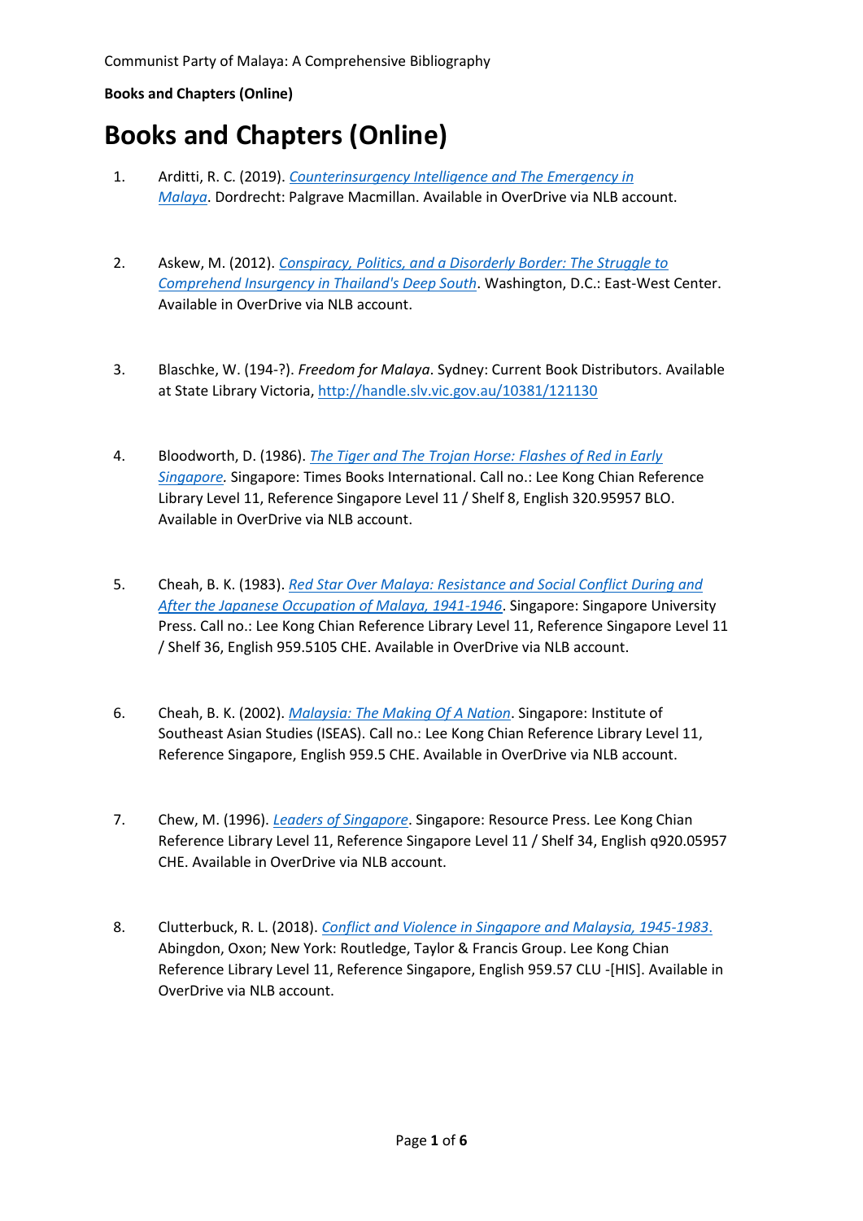# Books and Chapters (Online)

1. Arditti, R. C. (2019). *Counterinsurgency Intelligence and The Emergency in Malaya*. Dordrecht: Palgrave Macmillan. Available in OverDrive via NLB account.

2. Askew, M. (2012). *Conspiracy, Politics, and a Disorderly Border: The Struggle to Comprehend Insurgency in Thailand's Deep South*. Washington, D.C.: East-West Center. Available in OverDrive via NLB account.

3. Blaschke, W. (194-?). *Freedom for Malaya*. Sydney: Current Book Distributors. Available at State Library Victoria, http://handle.slv.vic.gov.au/10381/121130

4. Bloodworth, D. (1986). *The Tiger and The Trojan Horse: Flashes of Red in Early Singapore.* Singapore: Times Books International. Call no.: Lee Kong Chian Reference Library Level 11, Reference Singapore Level 11 / Shelf 8, English 320.95957 BLO. Available in OverDrive via NLB account.

5. Cheah, B. K. (1983). *Red Star Over Malaya: Resistance and Social Conflict During and After the Japanese Occupation of Malaya, 1941-1946*. Singapore: Singapore University Press. Call no.: Lee Kong Chian Reference Library Level 11, Reference Singapore Level 11 / Shelf 36, English 959.5105 CHE. Available in OverDrive via NLB account.

6. Cheah, B. K. (2002). *Malaysia: The Making Of A Nation*. Singapore: Institute of Southeast Asian Studies (ISEAS). Call no.: Lee Kong Chian Reference Library Level 11, Reference Singapore, English 959.5 CHE. Available in OverDrive via NLB account.

7. Chew, M. (1996). *Leaders of Singapore*. Singapore: Resource Press. Lee Kong Chian Reference Library Level 11, Reference Singapore Level 11 / Shelf 34, English q920.05957 CHE. Available in OverDrive via NLB account.

8. Clutterbuck, R. L. (2018). *Conflict and Violence in Singapore and Malaysia, 1945-1983.* Abingdon, Oxon; New York: Routledge, Taylor & Francis Group. Lee Kong Chian Reference Library Level 11, Reference Singapore, English 959.57 CLU -[HIS]. Available in OverDrive via NLB account.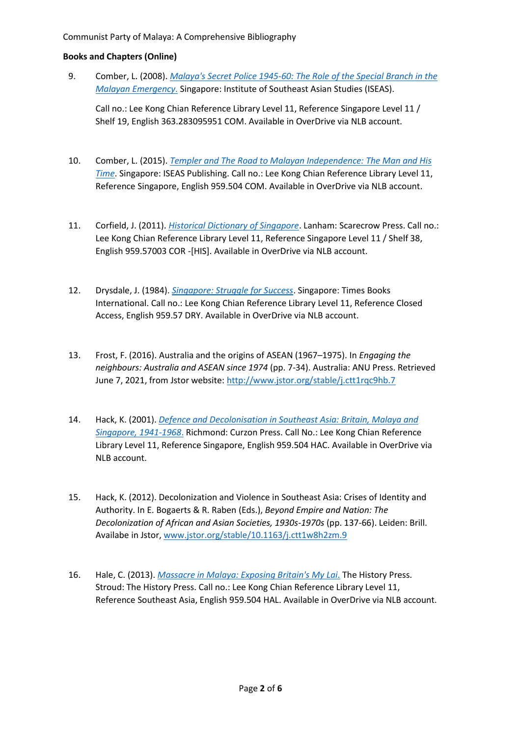**Books and Chapters (Online)**

9. Comber, L. (2008). *Malaya's Secret Police 1945-60: The Role of the Special Branch in the Malayan Emergency*. Singapore: Institute of Southeast Asian Studies (ISEAS).

   Call no.: Lee Kong Chian Reference Library Level 11, Reference Singapore Level 11 / Shelf 19, English 363.283095951 COM. Available in OverDrive via NLB account.

10. Comber, L. (2015). *Templer and The Road to Malayan Independence: The Man and His Time*. Singapore: ISEAS Publishing. Call no.: Lee Kong Chian Reference Library Level 11, Reference Singapore, English 959.504 COM. Available in OverDrive via NLB account.

11. Corfield, J. (2011). *Historical Dictionary of Singapore*. Lanham: Scarecrow Press. Call no.: Lee Kong Chian Reference Library Level 11, Reference Singapore Level 11 / Shelf 38, English 959.57003 COR -[HIS]. Available in OverDrive via NLB account.

12. Drysdale, J. (1984). *Singapore: Struggle for Success*. Singapore: Times Books International. Call no.: Lee Kong Chian Reference Library Level 11, Reference Closed Access, English 959.57 DRY. Available in OverDrive via NLB account.

13. Frost, F. (2016). Australia and the origins of ASEAN (1967–1975). In *Engaging the neighbours: Australia and ASEAN since 1974* (pp. 7-34). Australia: ANU Press. Retrieved June 7, 2021, from Jstor website: http://www.jstor.org/stable/j.ctt1rqc9hb.7

14. Hack, K. (2001). *Defence and Decolonisation in Southeast Asia: Britain, Malaya and Singapore, 1941-1968*. Richmond: Curzon Press. Call No.: Lee Kong Chian Reference Library Level 11, Reference Singapore, English 959.504 HAC. Available in OverDrive via NLB account.

15. Hack, K. (2012). Decolonization and Violence in Southeast Asia: Crises of Identity and Authority. In E. Bogaerts & R. Raben (Eds.), *Beyond Empire and Nation: The Decolonization of African and Asian Societies, 1930s-1970s* (pp. 137-66). Leiden: Brill. Availabe in Jstor, www.jstor.org/stable/10.1163/j.ctt1w8h2zm.9

16. Hale, C. (2013). *Massacre in Malaya: Exposing Britain's My Lai*. The History Press. Stroud: The History Press. Call no.: Lee Kong Chian Reference Library Level 11, Reference Southeast Asia, English 959.504 HAL. Available in OverDrive via NLB account.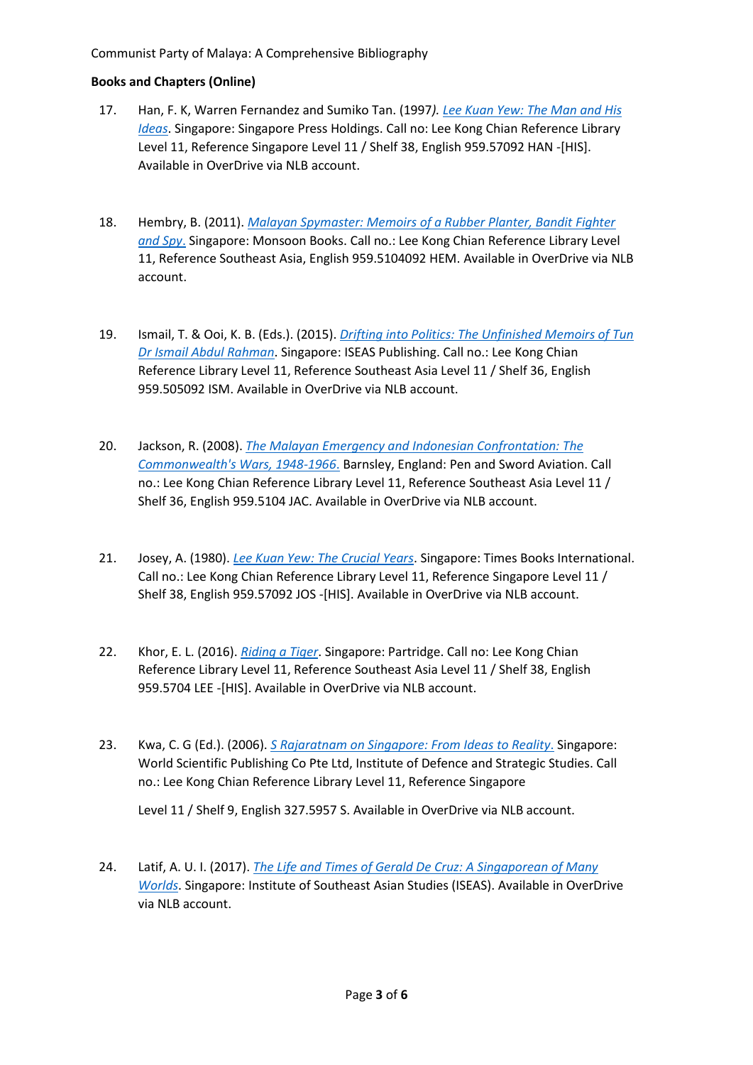**Books and Chapters (Online)**

17. Han, F. K, Warren Fernandez and Sumiko Tan. (1997*).* *Lee Kuan Yew: The Man and His Ideas*. Singapore: Singapore Press Holdings. Call no: Lee Kong Chian Reference Library Level 11, Reference Singapore Level 11 / Shelf 38, English 959.57092 HAN -[HIS]. Available in OverDrive via NLB account.

18. Hembry, B. (2011). *Malayan Spymaster: Memoirs of a Rubber Planter, Bandit Fighter and Spy*. Singapore: Monsoon Books. Call no.: Lee Kong Chian Reference Library Level 11, Reference Southeast Asia, English 959.5104092 HEM. Available in OverDrive via NLB account.

19. Ismail, T. & Ooi, K. B. (Eds.). (2015). *Drifting into Politics: The Unfinished Memoirs of Tun Dr Ismail Abdul Rahman*. Singapore: ISEAS Publishing. Call no.: Lee Kong Chian Reference Library Level 11, Reference Southeast Asia Level 11 / Shelf 36, English 959.505092 ISM. Available in OverDrive via NLB account.

20. Jackson, R. (2008). *The Malayan Emergency and Indonesian Confrontation: The Commonwealth's Wars, 1948-1966.* Barnsley, England: Pen and Sword Aviation. Call no.: Lee Kong Chian Reference Library Level 11, Reference Southeast Asia Level 11 / Shelf 36, English 959.5104 JAC. Available in OverDrive via NLB account.

21. Josey, A. (1980). *Lee Kuan Yew: The Crucial Years*. Singapore: Times Books International. Call no.: Lee Kong Chian Reference Library Level 11, Reference Singapore Level 11 / Shelf 38, English 959.57092 JOS -[HIS]. Available in OverDrive via NLB account.

22. Khor, E. L. (2016). *Riding a Tiger*. Singapore: Partridge. Call no: Lee Kong Chian Reference Library Level 11, Reference Southeast Asia Level 11 / Shelf 38, English 959.5704 LEE -[HIS]. Available in OverDrive via NLB account.

23. Kwa, C. G (Ed.). (2006). *S Rajaratnam on Singapore: From Ideas to Reality.* Singapore: World Scientific Publishing Co Pte Ltd, Institute of Defence and Strategic Studies. Call no.: Lee Kong Chian Reference Library Level 11, Reference Singapore

    Level 11 / Shelf 9, English 327.5957 S. Available in OverDrive via NLB account.

24. Latif, A. U. I. (2017). *The Life and Times of Gerald De Cruz: A Singaporean of Many Worlds*. Singapore: Institute of Southeast Asian Studies (ISEAS). Available in OverDrive via NLB account.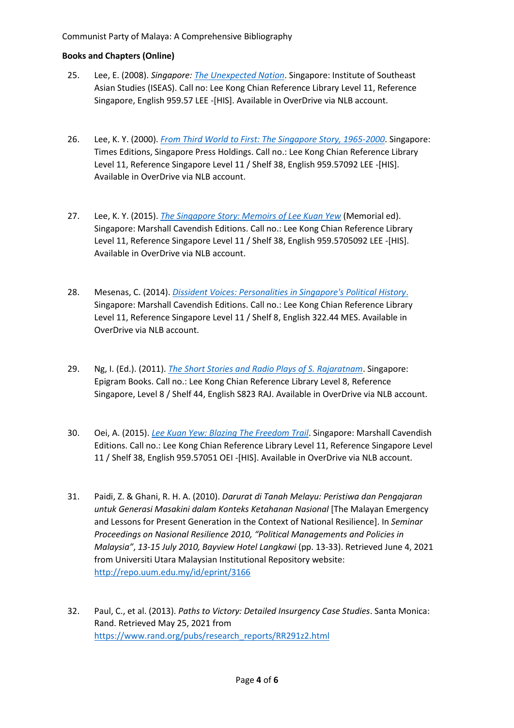## Books and Chapters (Online)

25. Lee, E. (2008). *Singapore: The Unexpected Nation*. Singapore: Institute of Southeast Asian Studies (ISEAS). Call no: Lee Kong Chian Reference Library Level 11, Reference Singapore, English 959.57 LEE -[HIS]. Available in OverDrive via NLB account.

26. Lee, K. Y. (2000). *From Third World to First: The Singapore Story, 1965-2000*. Singapore: Times Editions, Singapore Press Holdings. Call no.: Lee Kong Chian Reference Library Level 11, Reference Singapore Level 11 / Shelf 38, English 959.57092 LEE -[HIS]. Available in OverDrive via NLB account.

27. Lee, K. Y. (2015). *The Singapore Story: Memoirs of Lee Kuan Yew* (Memorial ed). Singapore: Marshall Cavendish Editions. Call no.: Lee Kong Chian Reference Library Level 11, Reference Singapore Level 11 / Shelf 38, English 959.5705092 LEE -[HIS]. Available in OverDrive via NLB account.

28. Mesenas, C. (2014). *Dissident Voices: Personalities in Singapore's Political History*. Singapore: Marshall Cavendish Editions. Call no.: Lee Kong Chian Reference Library Level 11, Reference Singapore Level 11 / Shelf 8, English 322.44 MES. Available in OverDrive via NLB account.

29. Ng, I. (Ed.). (2011). *The Short Stories and Radio Plays of S. Rajaratnam*. Singapore: Epigram Books. Call no.: Lee Kong Chian Reference Library Level 8, Reference Singapore, Level 8 / Shelf 44, English S823 RAJ. Available in OverDrive via NLB account.

30. Oei, A. (2015). *Lee Kuan Yew: Blazing The Freedom Trail*. Singapore: Marshall Cavendish Editions. Call no.: Lee Kong Chian Reference Library Level 11, Reference Singapore Level 11 / Shelf 38, English 959.57051 OEI -[HIS]. Available in OverDrive via NLB account.

31. Paidi, Z. & Ghani, R. H. A. (2010). *Darurat di Tanah Melayu: Peristiwa dan Pengajaran untuk Generasi Masakini dalam Konteks Ketahanan Nasional* [The Malayan Emergency and Lessons for Present Generation in the Context of National Resilience]. In *Seminar Proceedings on Nasional Resilience 2010, "Political Managements and Policies in Malaysia", 13-15 July 2010, Bayview Hotel Langkawi* (pp. 13-33). Retrieved June 4, 2021 from Universiti Utara Malaysian Institutional Repository website: http://repo.uum.edu.my/id/eprint/3166

32. Paul, C., et al. (2013). *Paths to Victory: Detailed Insurgency Case Studies*. Santa Monica: Rand. Retrieved May 25, 2021 from https://www.rand.org/pubs/research_reports/RR291z2.html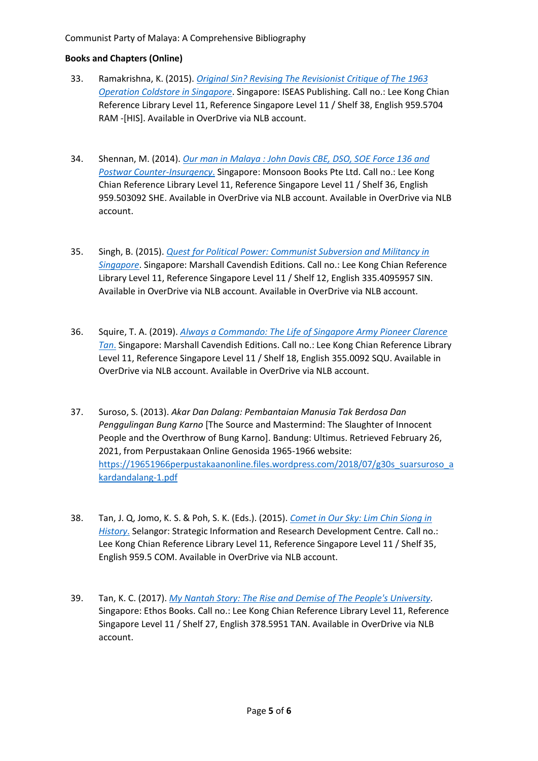**Books and Chapters (Online)**

33. Ramakrishna, K. (2015). *Original Sin? Revising The Revisionist Critique of The 1963 Operation Coldstore in Singapore*. Singapore: ISEAS Publishing. Call no.: Lee Kong Chian Reference Library Level 11, Reference Singapore Level 11 / Shelf 38, English 959.5704 RAM -[HIS]. Available in OverDrive via NLB account.

34. Shennan, M. (2014). *Our man in Malaya : John Davis CBE, DSO, SOE Force 136 and Postwar Counter-Insurgency.* Singapore: Monsoon Books Pte Ltd. Call no.: Lee Kong Chian Reference Library Level 11, Reference Singapore Level 11 / Shelf 36, English 959.503092 SHE. Available in OverDrive via NLB account. Available in OverDrive via NLB account.

35. Singh, B. (2015). *Quest for Political Power: Communist Subversion and Militancy in Singapore*. Singapore: Marshall Cavendish Editions. Call no.: Lee Kong Chian Reference Library Level 11, Reference Singapore Level 11 / Shelf 12, English 335.4095957 SIN. Available in OverDrive via NLB account. Available in OverDrive via NLB account.

36. Squire, T. A. (2019). *Always a Commando: The Life of Singapore Army Pioneer Clarence Tan.* Singapore: Marshall Cavendish Editions. Call no.: Lee Kong Chian Reference Library Level 11, Reference Singapore Level 11 / Shelf 18, English 355.0092 SQU. Available in OverDrive via NLB account. Available in OverDrive via NLB account.

37. Suroso, S. (2013). *Akar Dan Dalang: Pembantaian Manusia Tak Berdosa Dan Penggulingan Bung Karno* [The Source and Mastermind: The Slaughter of Innocent People and the Overthrow of Bung Karno]. Bandung: Ultimus. Retrieved February 26, 2021, from Perpustakaan Online Genosida 1965-1966 website: https://19651966perpustakaanonline.files.wordpress.com/2018/07/g30s_suarsuroso_akardandalang-1.pdf

38. Tan, J. Q, Jomo, K. S. & Poh, S. K. (Eds.). (2015). *Comet in Our Sky: Lim Chin Siong in History.* Selangor: Strategic Information and Research Development Centre. Call no.: Lee Kong Chian Reference Library Level 11, Reference Singapore Level 11 / Shelf 35, English 959.5 COM. Available in OverDrive via NLB account.

39. Tan, K. C. (2017). *My Nantah Story: The Rise and Demise of The People's University*. Singapore: Ethos Books. Call no.: Lee Kong Chian Reference Library Level 11, Reference Singapore Level 11 / Shelf 27, English 378.5951 TAN. Available in OverDrive via NLB account.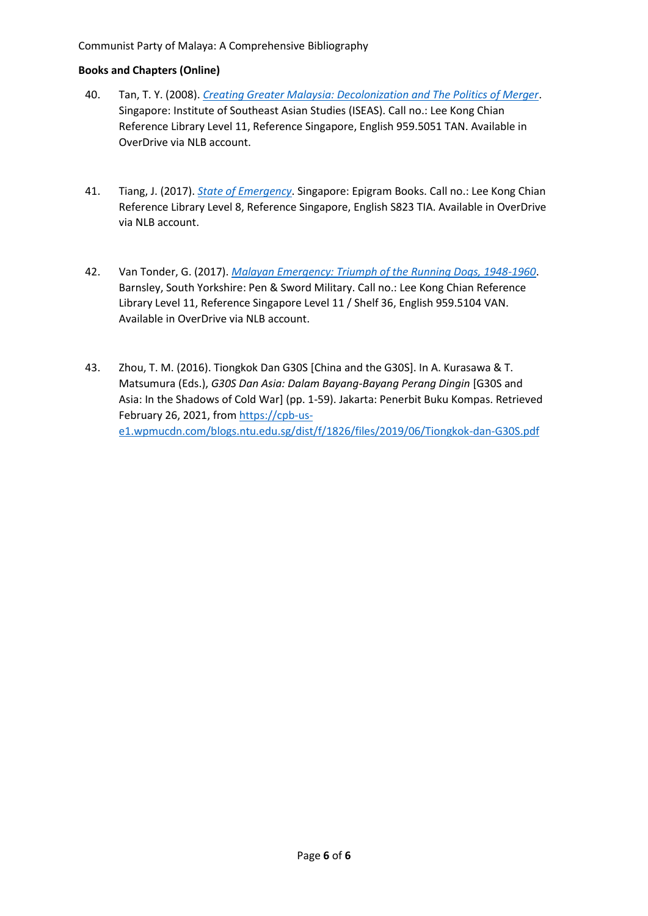**Books and Chapters (Online)**

40. Tan, T. Y. (2008). [*Creating Greater Malaysia: Decolonization and The Politics of Merger*]. Singapore: Institute of Southeast Asian Studies (ISEAS). Call no.: Lee Kong Chian Reference Library Level 11, Reference Singapore, English 959.5051 TAN. Available in OverDrive via NLB account.

41. Tiang, J. (2017). [*State of Emergency*]. Singapore: Epigram Books. Call no.: Lee Kong Chian Reference Library Level 8, Reference Singapore, English S823 TIA. Available in OverDrive via NLB account.

42. Van Tonder, G. (2017). [*Malayan Emergency: Triumph of the Running Dogs, 1948-1960*]. Barnsley, South Yorkshire: Pen & Sword Military. Call no.: Lee Kong Chian Reference Library Level 11, Reference Singapore Level 11 / Shelf 36, English 959.5104 VAN. Available in OverDrive via NLB account.

43. Zhou, T. M. (2016). Tiongkok Dan G30S [China and the G30S]. In A. Kurasawa & T. Matsumura (Eds.), *G30S Dan Asia: Dalam Bayang-Bayang Perang Dingin* [G30S and Asia: In the Shadows of Cold War] (pp. 1-59). Jakarta: Penerbit Buku Kompas. Retrieved February 26, 2021, from https://cpb-us-e1.wpmucdn.com/blogs.ntu.edu.sg/dist/f/1826/files/2019/06/Tiongkok-dan-G30S.pdf